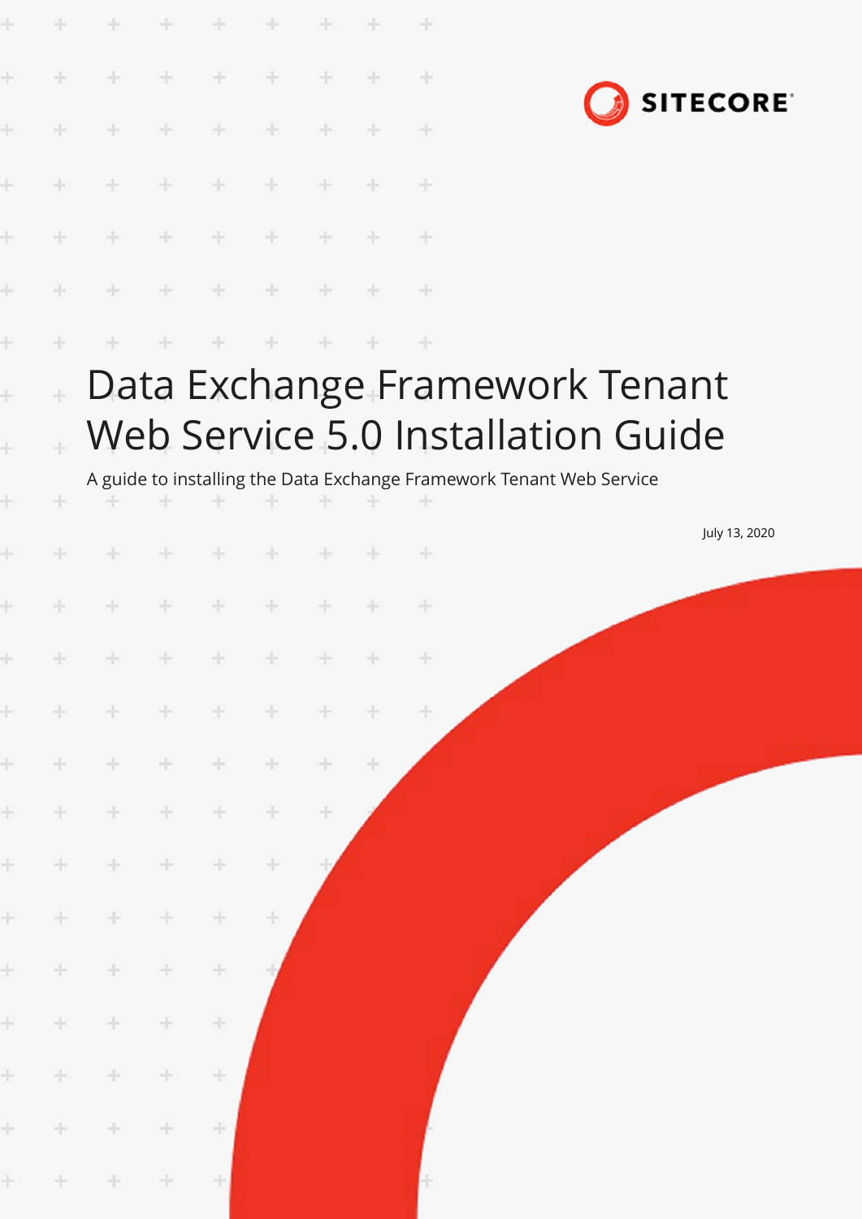SITECORE

# Data Exchange Framework Tenant Web Service 5.0 Installation Guide

A guide to installing the Data Exchange Framework Tenant Web Service

July 13, 2020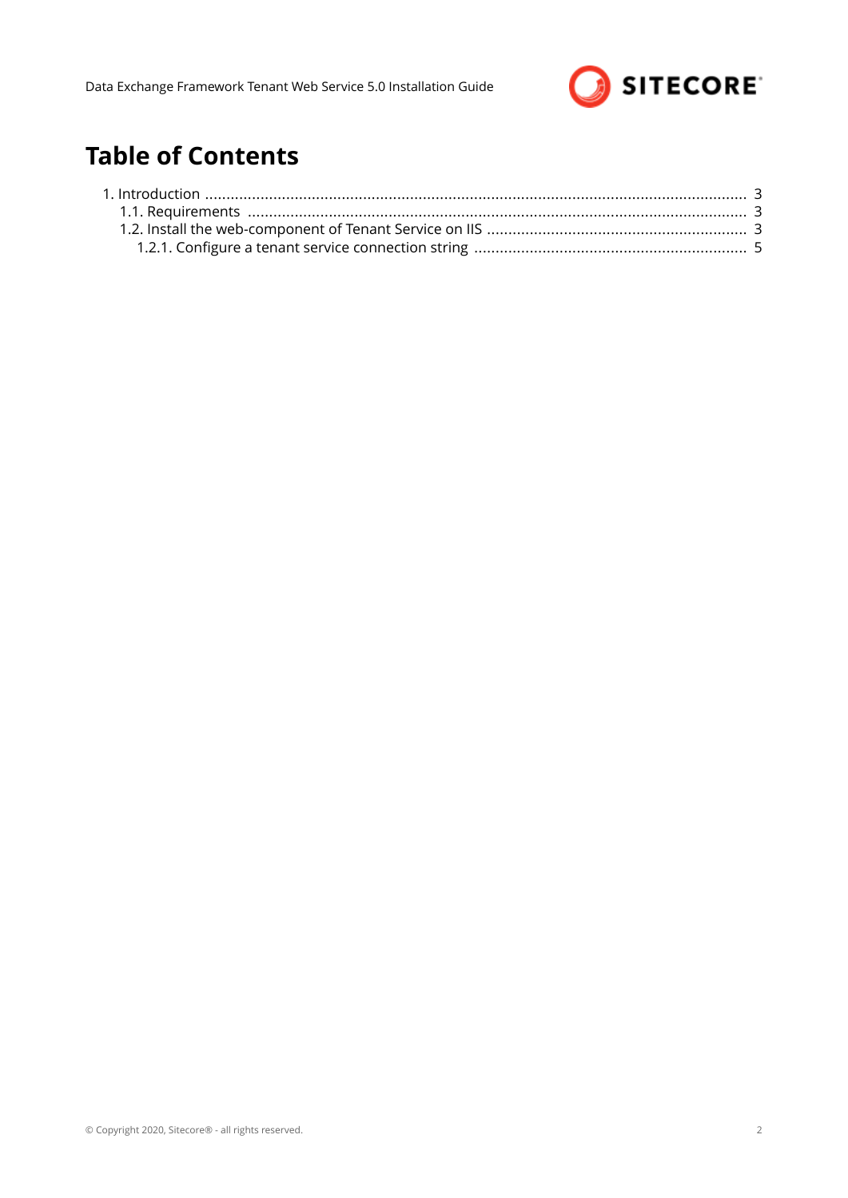# Table of Contents

1. Introduction .................................................................................................................................. 3
   - 1.1. Requirements ........................................................................................................................ 3
   - 1.2. Install the web-component of Tenant Service on IIS ................................................................. 3
     - 1.2.1. Configure a tenant service connection string ...................................................................... 5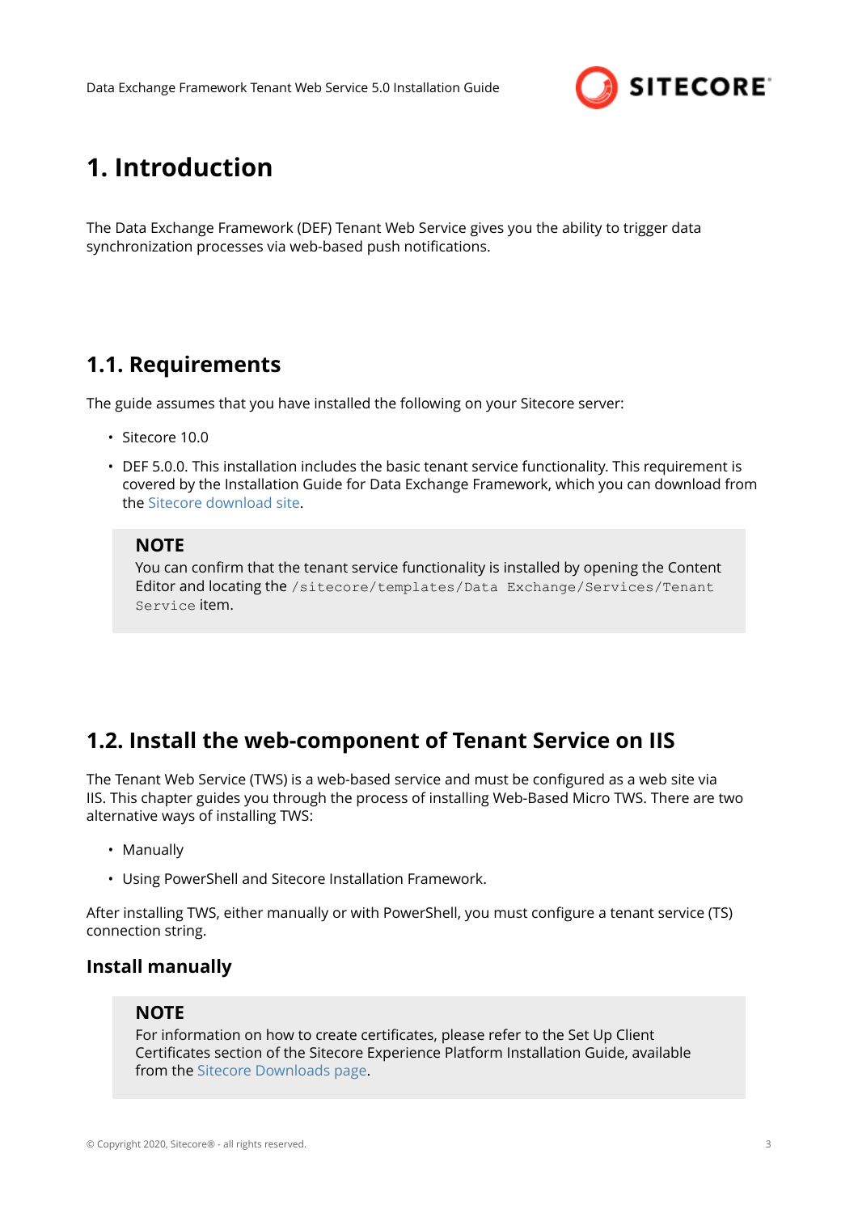# 1. Introduction

The Data Exchange Framework (DEF) Tenant Web Service gives you the ability to trigger data synchronization processes via web-based push notifications.

## 1.1. Requirements

The guide assumes that you have installed the following on your Sitecore server:

- Sitecore 10.0
- DEF 5.0.0. This installation includes the basic tenant service functionality. This requirement is covered by the Installation Guide for Data Exchange Framework, which you can download from the Sitecore download site.

> **NOTE**
> You can confirm that the tenant service functionality is installed by opening the Content Editor and locating the `/sitecore/templates/Data Exchange/Services/Tenant Service` item.

## 1.2. Install the web-component of Tenant Service on IIS

The Tenant Web Service (TWS) is a web-based service and must be configured as a web site via IIS. This chapter guides you through the process of installing Web-Based Micro TWS. There are two alternative ways of installing TWS:

- Manually
- Using PowerShell and Sitecore Installation Framework.

After installing TWS, either manually or with PowerShell, you must configure a tenant service (TS) connection string.

### Install manually

> **NOTE**
> For information on how to create certificates, please refer to the Set Up Client Certificates section of the Sitecore Experience Platform Installation Guide, available from the Sitecore Downloads page.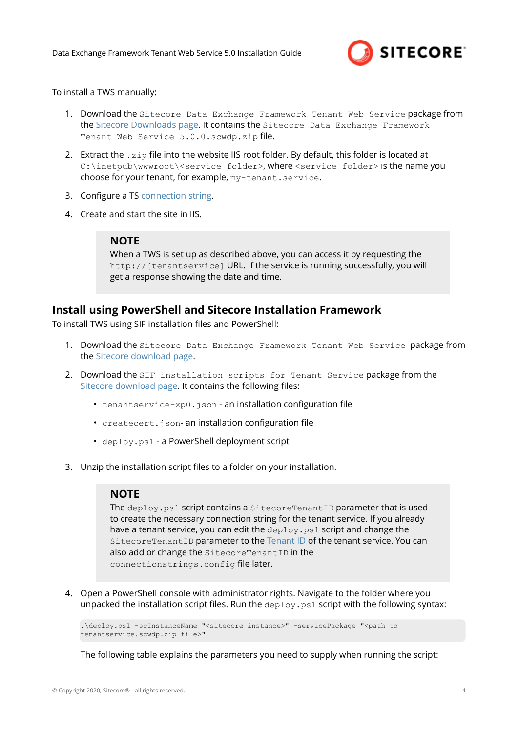To install a TWS manually:

1. Download the `Sitecore Data Exchange Framework Tenant Web Service` package from the Sitecore Downloads page. It contains the `Sitecore Data Exchange Framework Tenant Web Service 5.0.0.scwdp.zip` file.
2. Extract the `.zip` file into the website IIS root folder. By default, this folder is located at `C:\inetpub\wwwroot\<service folder>`, where `<service folder>` is the name you choose for your tenant, for example, `my-tenant.service`.
3. Configure a TS connection string.
4. Create and start the site in IIS.

> **NOTE**
> When a TWS is set up as described above, you can access it by requesting the `http://[tenantservice]` URL. If the service is running successfully, you will get a response showing the date and time.

## Install using PowerShell and Sitecore Installation Framework

To install TWS using SIF installation files and PowerShell:

1. Download the `Sitecore Data Exchange Framework Tenant Web Service` package from the Sitecore download page.
2. Download the `SIF installation scripts for Tenant Service` package from the Sitecore download page. It contains the following files:
   - `tenantservice-xp0.json` - an installation configuration file
   - `createcert.json`- an installation configuration file
   - `deploy.ps1` - a PowerShell deployment script
3. Unzip the installation script files to a folder on your installation.

> **NOTE**
> The `deploy.ps1` script contains a `SitecoreTenantID` parameter that is used to create the necessary connection string for the tenant service. If you already have a tenant service, you can edit the `deploy.ps1` script and change the `SitecoreTenantID` parameter to the Tenant ID of the tenant service. You can also add or change the `SitecoreTenantID` in the `connectionstrings.config` file later.

4. Open a PowerShell console with administrator rights. Navigate to the folder where you unpacked the installation script files. Run the `deploy.ps1` script with the following syntax:

```
.\deploy.ps1 -scInstanceName "<sitecore instance>" -servicePackage "<path to tenantservice.scwdp.zip file>"
```

The following table explains the parameters you need to supply when running the script: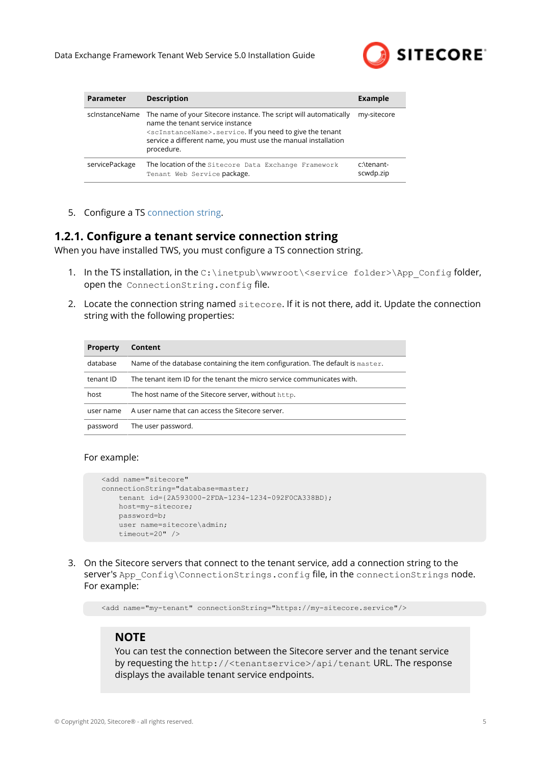| Parameter | Description | Example |
|---|---|---|
| scInstanceName | The name of your Sitecore instance. The script will automatically name the tenant service instance `<scInstanceName>.service`. If you need to give the tenant service a different name, you must use the manual installation procedure. | my-sitecore |
| servicePackage | The location of the `Sitecore Data Exchange Framework Tenant Web Service` package. | c:\tenant-scwdp.zip |

5. Configure a TS connection string.

## 1.2.1. Configure a tenant service connection string

When you have installed TWS, you must configure a TS connection string.

1. In the TS installation, in the `C:\inetpub\wwwroot\<service folder>\App_Config` folder, open the `ConnectionString.config` file.

2. Locate the connection string named `sitecore`. If it is not there, add it. Update the connection string with the following properties:

| Property | Content |
|---|---|
| database | Name of the database containing the item configuration. The default is `master`. |
| tenant ID | The tenant item ID for the tenant the micro service communicates with. |
| host | The host name of the Sitecore server, without `http`. |
| user name | A user name that can access the Sitecore server. |
| password | The user password. |

For example:

```
<add name="sitecore"
connectionString="database=master;
    tenant id={2A593000-2FDA-1234-1234-092F0CA338BD};
    host=my-sitecore;
    password=b;
    user name=sitecore\admin;
    timeout=20" />
```

3. On the Sitecore servers that connect to the tenant service, add a connection string to the server's `App_Config\ConnectionStrings.config` file, in the `connectionStrings` node. For example:

```
<add name="my-tenant" connectionString="https://my-sitecore.service"/>
```

> **NOTE**
>
> You can test the connection between the Sitecore server and the tenant service by requesting the `http://<tenantservice>/api/tenant` URL. The response displays the available tenant service endpoints.